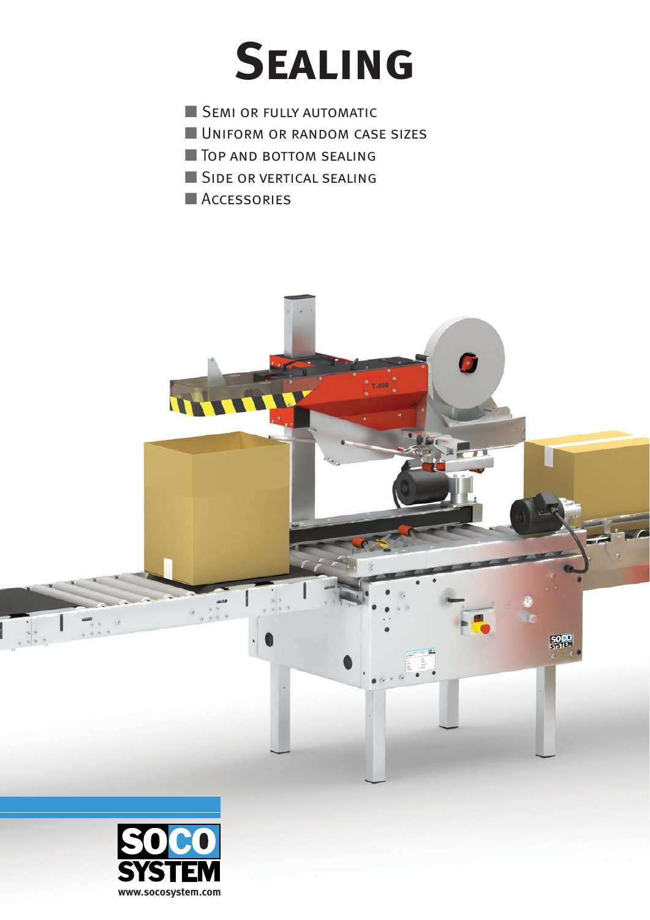# Sealing

- Semi or fully automatic
- Uniform or random case sizes
- Top and bottom sealing
- Side or vertical sealing
- Accessories

SOCO SYSTEM

www.socosystem.com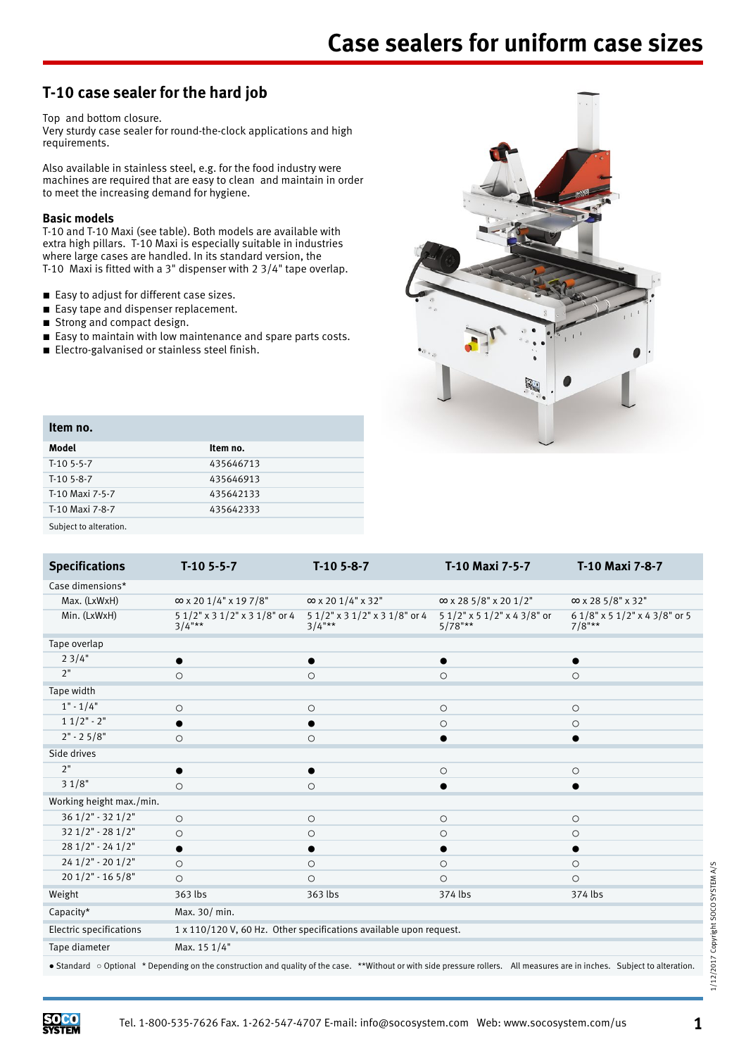# Case sealers for uniform case sizes

## T-10 case sealer for the hard job

Top and bottom closure.
Very sturdy case sealer for round-the-clock applications and high requirements.

Also available in stainless steel, e.g. for the food industry were machines are required that are easy to clean and maintain in order to meet the increasing demand for hygiene.

### Basic models

T-10 and T-10 Maxi (see table). Both models are available with extra high pillars. T-10 Maxi is especially suitable in industries where large cases are handled. In its standard version, the T-10 Maxi is fitted with a 3" dispenser with 2 3/4" tape overlap.

- Easy to adjust for different case sizes.
- Easy tape and dispenser replacement.
- Strong and compact design.
- Easy to maintain with low maintenance and spare parts costs.
- Electro-galvanised or stainless steel finish.

**Item no.**

| Model | Item no. |
|---|---|
| T-10 5-5-7 | 435646713 |
| T-10 5-8-7 | 435646913 |
| T-10 Maxi 7-5-7 | 435642133 |
| T-10 Maxi 7-8-7 | 435642333 |

Subject to alteration.

| Specifications | T-10 5-5-7 | T-10 5-8-7 | T-10 Maxi 7-5-7 | T-10 Maxi 7-8-7 |
|---|---|---|---|---|
| Case dimensions* | | | | |
| Max. (LxWxH) | ∞ x 20 1/4" x 19 7/8" | ∞ x 20 1/4" x 32" | ∞ x 28 5/8" x 20 1/2" | ∞ x 28 5/8" x 32" |
| Min. (LxWxH) | 5 1/2" x 3 1/2" x 3 1/8" or 4 3/4"** | 5 1/2" x 3 1/2" x 3 1/8" or 4 3/4"** | 5 1/2" x 5 1/2" x 4 3/8" or 5/78"** | 6 1/8" x 5 1/2" x 4 3/8" or 5 7/8"** |
| Tape overlap | | | | |
| 2 3/4" | ● | ● | ● | ● |
| 2" | ○ | ○ | ○ | ○ |
| Tape width | | | | |
| 1" - 1/4" | ○ | ○ | ○ | ○ |
| 1 1/2" - 2" | ● | ● | ○ | ○ |
| 2" - 2 5/8" | ○ | ○ | ● | ● |
| Side drives | | | | |
| 2" | ● | ● | ○ | ○ |
| 3 1/8" | ○ | ○ | ● | ● |
| Working height max./min. | | | | |
| 36 1/2" - 32 1/2" | ○ | ○ | ○ | ○ |
| 32 1/2" - 28 1/2" | ○ | ○ | ○ | ○ |
| 28 1/2" - 24 1/2" | ● | ● | ● | ● |
| 24 1/2" - 20 1/2" | ○ | ○ | ○ | ○ |
| 20 1/2" - 16 5/8" | ○ | ○ | ○ | ○ |
| Weight | 363 lbs | 363 lbs | 374 lbs | 374 lbs |
| Capacity* | Max. 30/ min. | | | |
| Electric specifications | 1 x 110/120 V, 60 Hz. Other specifications available upon request. | | | |
| Tape diameter | Max. 15 1/4" | | | |

● Standard ○ Optional * Depending on the construction and quality of the case. **Without or with side pressure rollers. All measures are in inches. Subject to alteration.

1/12/2017 Copyright SOCO SYSTEM A/S

Tel. 1-800-535-7626 Fax. 1-262-547-4707 E-mail: info@socosystem.com Web: www.socosystem.com/us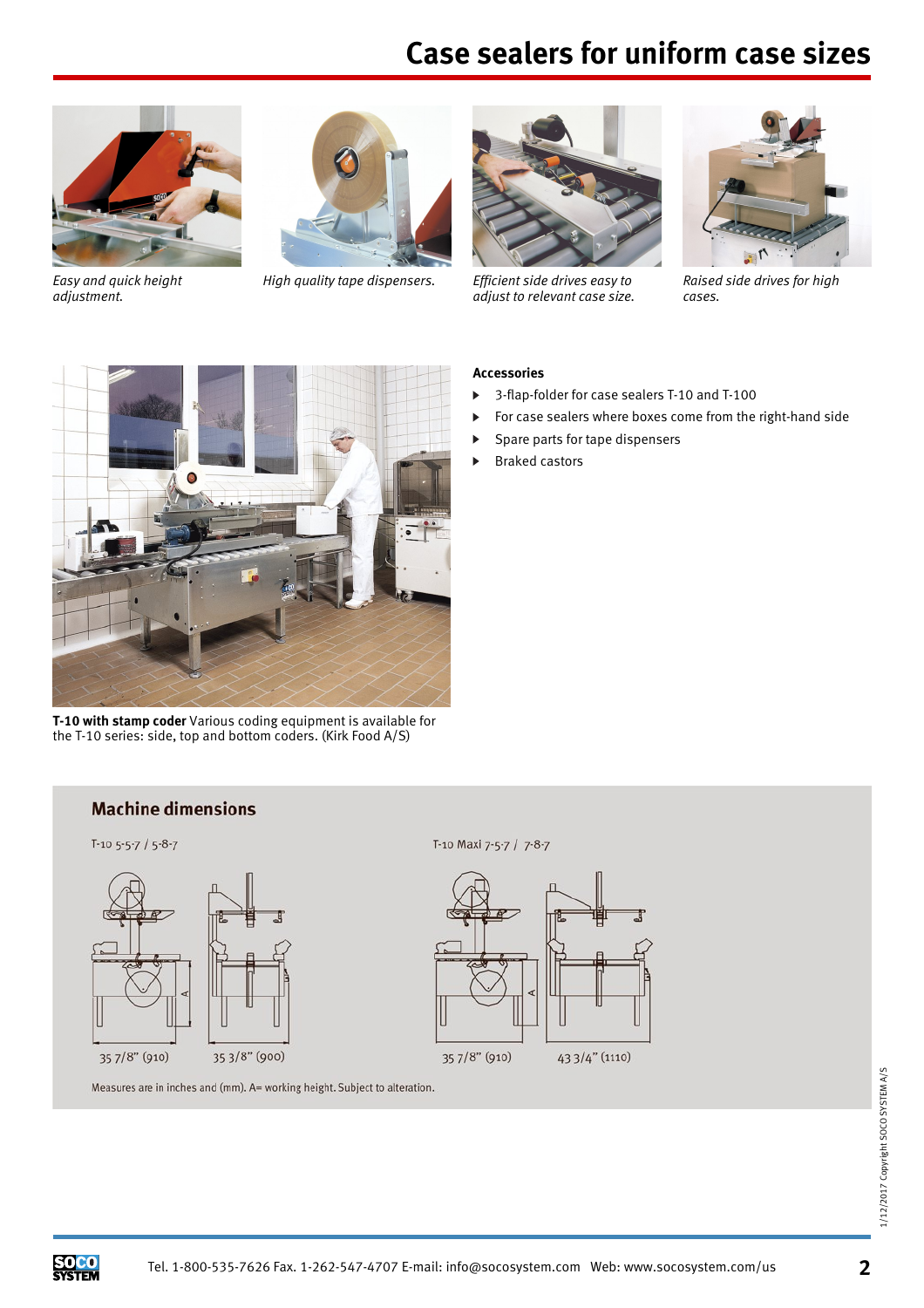# Case sealers for uniform case sizes

*Easy and quick height adjustment.*

*High quality tape dispensers.*

*Efficient side drives easy to adjust to relevant case size.*

*Raised side drives for high cases.*

**T-10 with stamp coder** Various coding equipment is available for the T-10 series: side, top and bottom coders. (Kirk Food A/S)

### Accessories

- 3-flap-folder for case sealers T-10 and T-100
- For case sealers where boxes come from the right-hand side
- Spare parts for tape dispensers
- Braked castors

## Machine dimensions

T-10 5-5-7 / 5-8-7

35 7/8" (910) 35 3/8" (900)

T-10 Maxi 7-5-7 / 7-8-7

35 7/8" (910) 43 3/4" (1110)

Measures are in inches and (mm). A= working height. Subject to alteration.

Tel. 1-800-535-7626 Fax. 1-262-547-4707 E-mail: info@socosystem.com Web: www.socosystem.com/us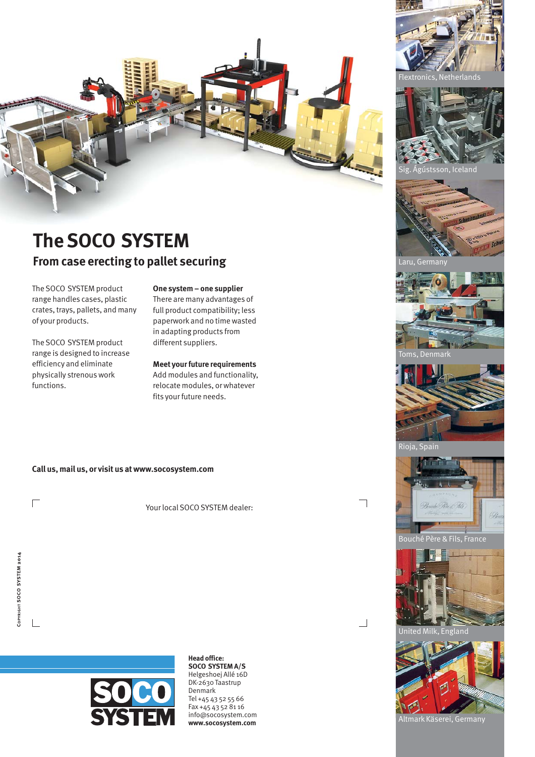# The SOCO SYSTEM

## From case erecting to pallet securing

The SOCO SYSTEM product range handles cases, plastic crates, trays, pallets, and many of your products.

The SOCO SYSTEM product range is designed to increase efficiency and eliminate physically strenous work functions.

**One system – one supplier**
There are many advantages of full product compatibility; less paperwork and no time wasted in adapting products from different suppliers.

**Meet your future requirements**
Add modules and functionality, relocate modules, or whatever fits your future needs.

**Call us, mail us, or visit us at www.socosystem.com**

Your local SOCO SYSTEM dealer:

Copyright SOCO SYSTEM 2014

**Head office:**
**SOCO SYSTEM A/S**
Helgeshoej Allé 16D
DK-2630 Taastrup
Denmark
Tel +45 43 52 55 66
Fax +45 43 52 81 16
info@socosystem.com
**www.socosystem.com**

Flextronics, Netherlands

Sig. Ágústsson, Iceland

Laru, Germany

Toms, Denmark

Rioja, Spain

Bouché Père & Fils, France

United Milk, England

Altmark Käserei, Germany